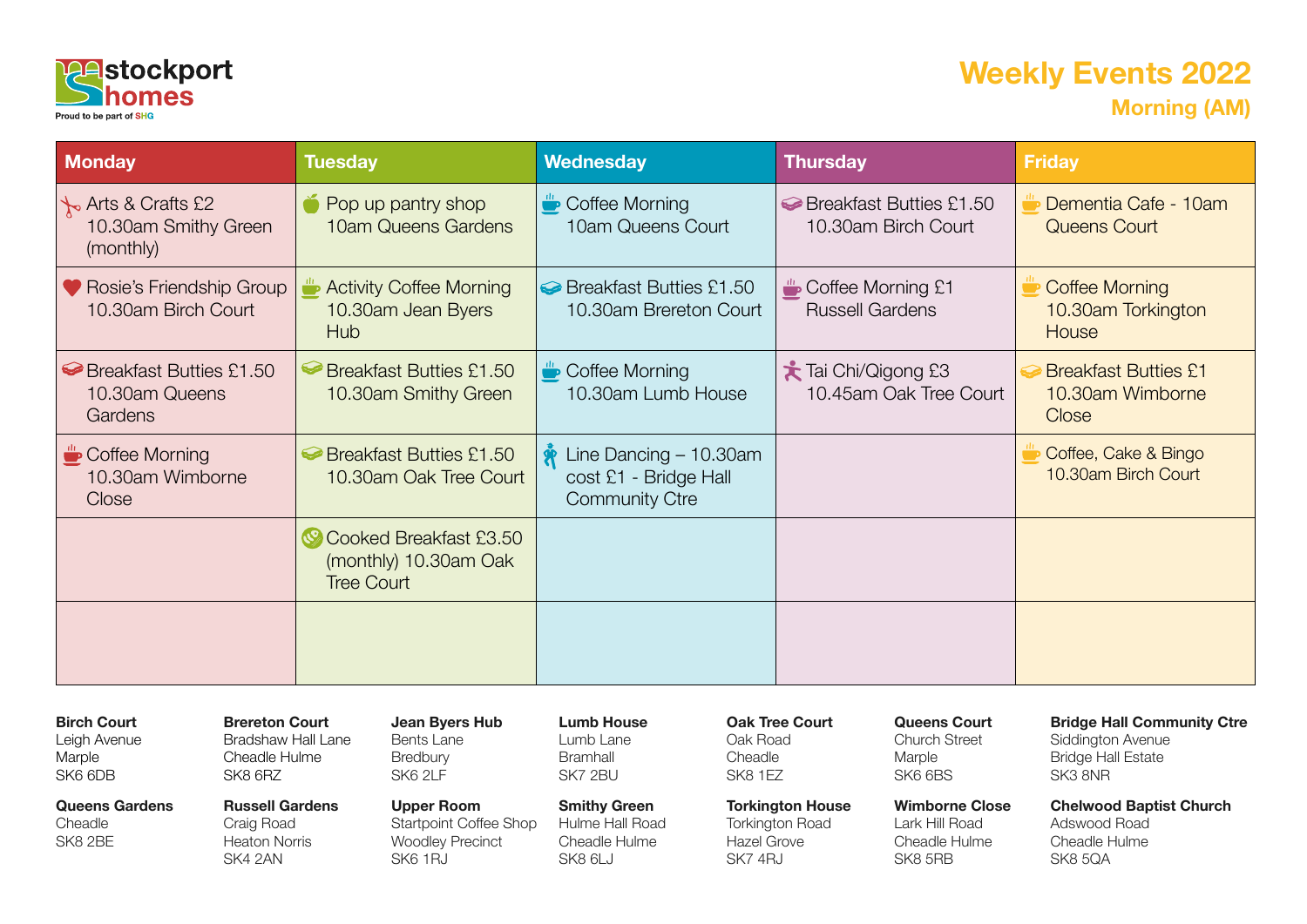stockport homes

Proud to be part of SHG

# Weekly Events 2022

## Morning (AM)

| Monday | Tuesday | Wednesday | Thursday | Friday |
|---|---|---|---|---|
| Arts & Crafts £2 10.30am Smithy Green (monthly) | Pop up pantry shop 10am Queens Gardens | Coffee Morning 10am Queens Court | Breakfast Butties £1.50 10.30am Birch Court | Dementia Cafe - 10am Queens Court |
| Rosie's Friendship Group 10.30am Birch Court | Activity Coffee Morning 10.30am Jean Byers Hub | Breakfast Butties £1.50 10.30am Brereton Court | Coffee Morning £1 Russell Gardens | Coffee Morning 10.30am Torkington House |
| Breakfast Butties £1.50 10.30am Queens Gardens | Breakfast Butties £1.50 10.30am Smithy Green | Coffee Morning 10.30am Lumb House | Tai Chi/Qigong £3 10.45am Oak Tree Court | Breakfast Butties £1 10.30am Wimborne Close |
| Coffee Morning 10.30am Wimborne Close | Breakfast Butties £1.50 10.30am Oak Tree Court | Line Dancing – 10.30am cost £1 - Bridge Hall Community Ctre | | Coffee, Cake & Bingo 10.30am Birch Court |
| | Cooked Breakfast £3.50 (monthly) 10.30am Oak Tree Court | | | |
| | | | | |

**Birch Court**
Leigh Avenue
Marple
SK6 6DB

**Brereton Court**
Bradshaw Hall Lane
Cheadle Hulme
SK8 6RZ

**Jean Byers Hub**
Bents Lane
Bredbury
SK6 2LF

**Lumb House**
Lumb Lane
Bramhall
SK7 2BU

**Oak Tree Court**
Oak Road
Cheadle
SK8 1EZ

**Queens Court**
Church Street
Marple
SK6 6BS

**Bridge Hall Community Ctre**
Siddington Avenue
Bridge Hall Estate
SK3 8NR

**Queens Gardens**
Cheadle
SK8 2BE

**Russell Gardens**
Craig Road
Heaton Norris
SK4 2AN

**Upper Room**
Startpoint Coffee Shop
Woodley Precinct
SK6 1RJ

**Smithy Green**
Hulme Hall Road
Cheadle Hulme
SK8 6LJ

**Torkington House**
Torkington Road
Hazel Grove
SK7 4RJ

**Wimborne Close**
Lark Hill Road
Cheadle Hulme
SK8 5RB

**Chelwood Baptist Church**
Adswood Road
Cheadle Hulme
SK8 5QA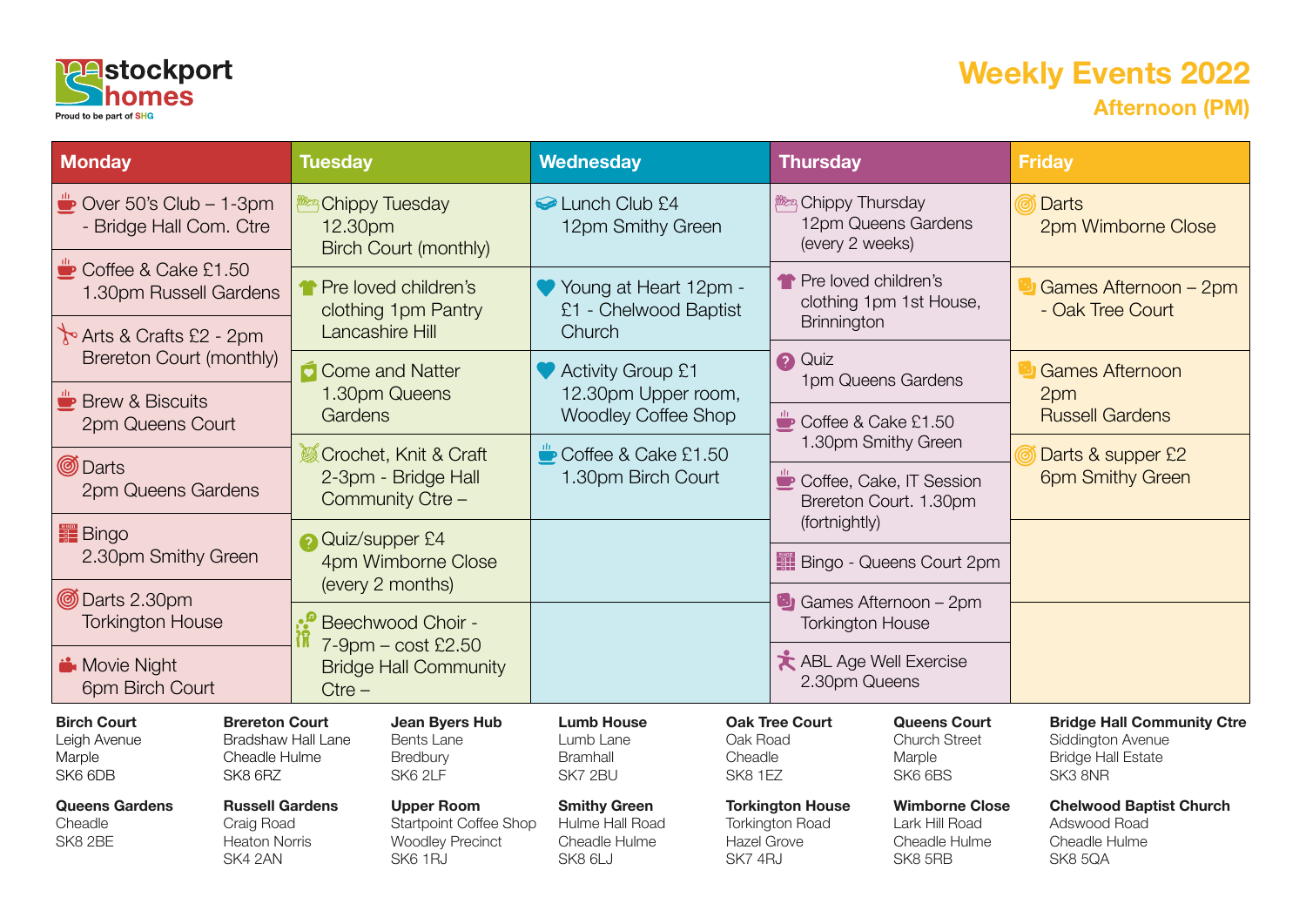stockport homes
Proud to be part of SHG

# Weekly Events 2022

## Afternoon (PM)

| Monday | Tuesday | Wednesday | Thursday | Friday |
|---|---|---|---|---|
| Over 50's Club – 1-3pm - Bridge Hall Com. Ctre | Chippy Tuesday 12.30pm Birch Court (monthly) | Lunch Club £4 12pm Smithy Green | Chippy Thursday 12pm Queens Gardens (every 2 weeks) | Darts 2pm Wimborne Close |
| Coffee & Cake £1.50 1.30pm Russell Gardens | Pre loved children's clothing 1pm Pantry Lancashire Hill | Young at Heart 12pm - £1 - Chelwood Baptist Church | Pre loved children's clothing 1pm 1st House, Brinnington | Games Afternoon – 2pm - Oak Tree Court |
| Arts & Crafts £2 - 2pm Brereton Court (monthly) | Come and Natter 1.30pm Queens Gardens | Activity Group £1 12.30pm Upper room, Woodley Coffee Shop | Quiz 1pm Queens Gardens | Games Afternoon 2pm Russell Gardens |
| Brew & Biscuits 2pm Queens Court | Crochet, Knit & Craft 2-3pm - Bridge Hall Community Ctre – | Coffee & Cake £1.50 1.30pm Birch Court | Coffee & Cake £1.50 1.30pm Smithy Green | Darts & supper £2 6pm Smithy Green |
| Darts 2pm Queens Gardens | Quiz/supper £4 4pm Wimborne Close (every 2 months) | | Coffee, Cake, IT Session Brereton Court. 1.30pm (fortnightly) | |
| Bingo 2.30pm Smithy Green | Beechwood Choir - 7-9pm – cost £2.50 Bridge Hall Community Ctre – | | Bingo - Queens Court 2pm | |
| Darts 2.30pm Torkington House | | | Games Afternoon – 2pm Torkington House | |
| Movie Night 6pm Birch Court | | | ABL Age Well Exercise 2.30pm Queens | |

**Birch Court**
Leigh Avenue
Marple
SK6 6DB

**Brereton Court**
Bradshaw Hall Lane
Cheadle Hulme
SK8 6RZ

**Jean Byers Hub**
Bents Lane
Bredbury
SK6 2LF

**Lumb House**
Lumb Lane
Bramhall
SK7 2BU

**Oak Tree Court**
Oak Road
Cheadle
SK8 1EZ

**Queens Court**
Church Street
Marple
SK6 6BS

**Bridge Hall Community Ctre**
Siddington Avenue
Bridge Hall Estate
SK3 8NR

**Queens Gardens**
Cheadle
SK8 2BE

**Russell Gardens**
Craig Road
Heaton Norris
SK4 2AN

**Upper Room**
Startpoint Coffee Shop
Woodley Precinct
SK6 1RJ

**Smithy Green**
Hulme Hall Road
Cheadle Hulme
SK8 6LJ

**Torkington House**
Torkington Road
Hazel Grove
SK7 4RJ

**Wimborne Close**
Lark Hill Road
Cheadle Hulme
SK8 5RB

**Chelwood Baptist Church**
Adswood Road
Cheadle Hulme
SK8 5QA